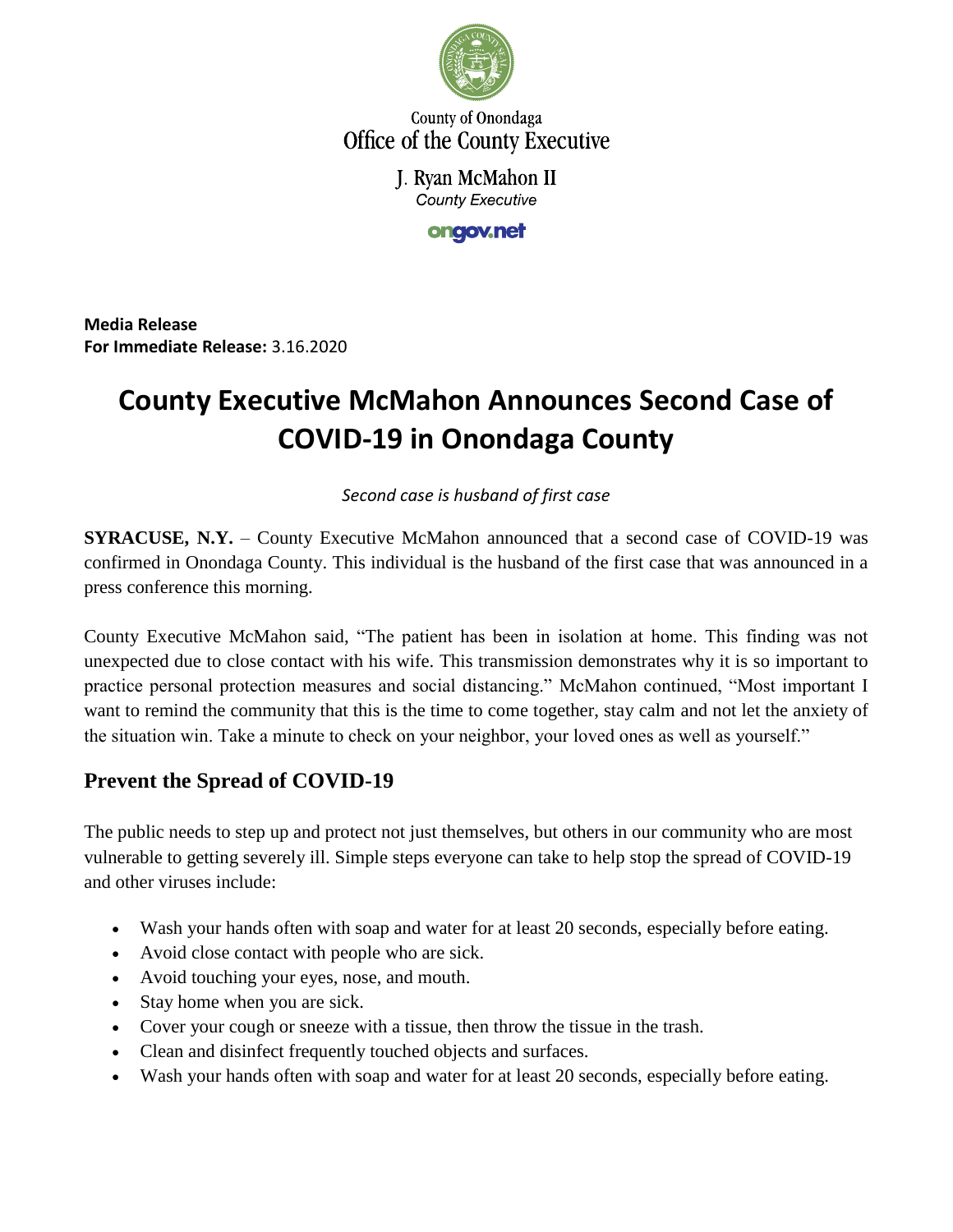County of Onondaga
Office of the County Executive

J. Ryan McMahon II
*County Executive*

ongov.net

**Media Release**
**For Immediate Release:** 3.16.2020

# County Executive McMahon Announces Second Case of COVID-19 in Onondaga County

*Second case is husband of first case*

**SYRACUSE, N.Y.** – County Executive McMahon announced that a second case of COVID-19 was confirmed in Onondaga County. This individual is the husband of the first case that was announced in a press conference this morning.

County Executive McMahon said, "The patient has been in isolation at home. This finding was not unexpected due to close contact with his wife. This transmission demonstrates why it is so important to practice personal protection measures and social distancing." McMahon continued, "Most important I want to remind the community that this is the time to come together, stay calm and not let the anxiety of the situation win. Take a minute to check on your neighbor, your loved ones as well as yourself."

## Prevent the Spread of COVID-19

The public needs to step up and protect not just themselves, but others in our community who are most vulnerable to getting severely ill. Simple steps everyone can take to help stop the spread of COVID-19 and other viruses include:

- Wash your hands often with soap and water for at least 20 seconds, especially before eating.
- Avoid close contact with people who are sick.
- Avoid touching your eyes, nose, and mouth.
- Stay home when you are sick.
- Cover your cough or sneeze with a tissue, then throw the tissue in the trash.
- Clean and disinfect frequently touched objects and surfaces.
- Wash your hands often with soap and water for at least 20 seconds, especially before eating.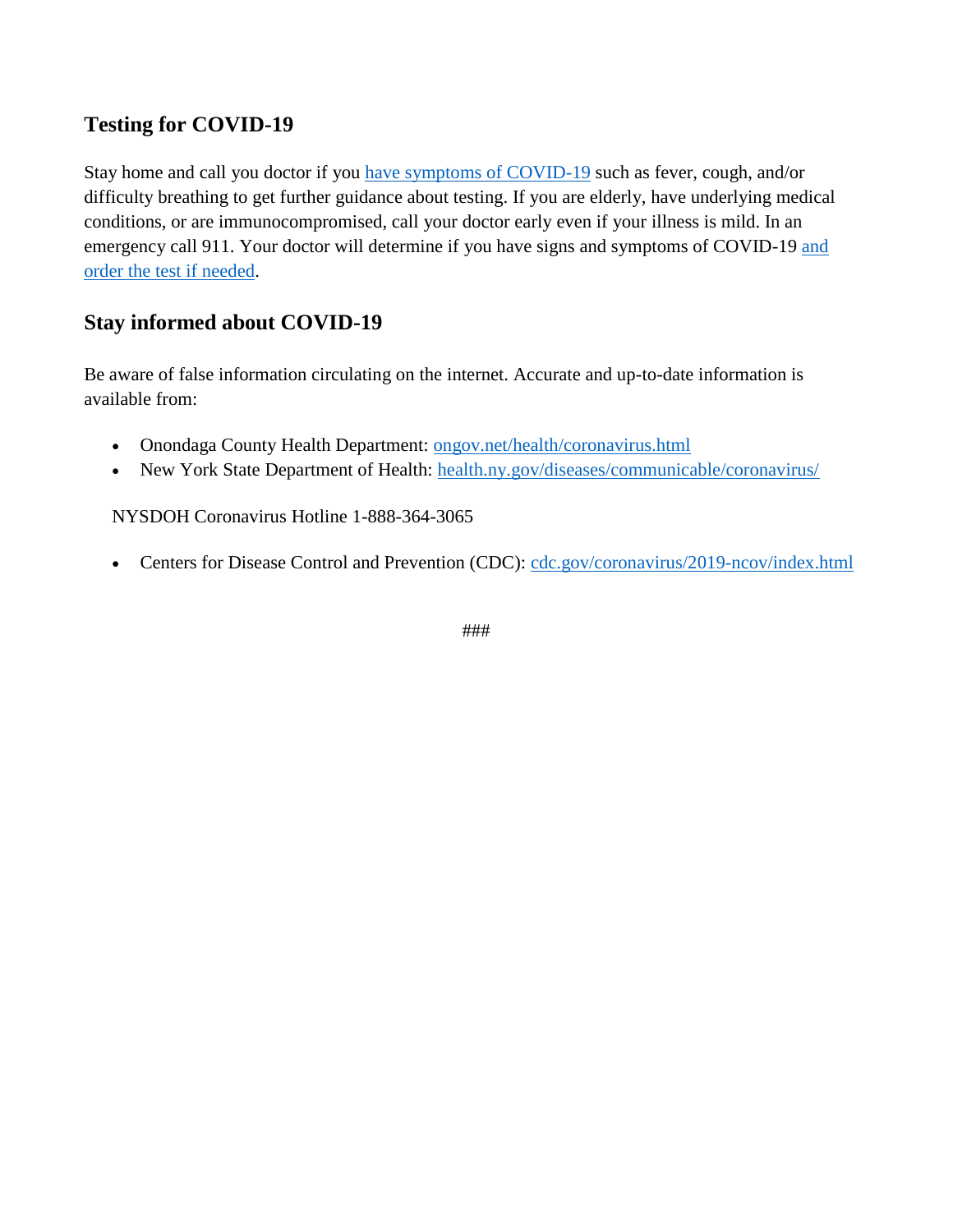## Testing for COVID-19

Stay home and call you doctor if you have symptoms of COVID-19 such as fever, cough, and/or difficulty breathing to get further guidance about testing. If you are elderly, have underlying medical conditions, or are immunocompromised, call your doctor early even if your illness is mild. In an emergency call 911. Your doctor will determine if you have signs and symptoms of COVID-19 and order the test if needed.

## Stay informed about COVID-19

Be aware of false information circulating on the internet. Accurate and up-to-date information is available from:

- Onondaga County Health Department: ongov.net/health/coronavirus.html
- New York State Department of Health: health.ny.gov/diseases/communicable/coronavirus/

NYSDOH Coronavirus Hotline 1-888-364-3065

- Centers for Disease Control and Prevention (CDC): cdc.gov/coronavirus/2019-ncov/index.html

###